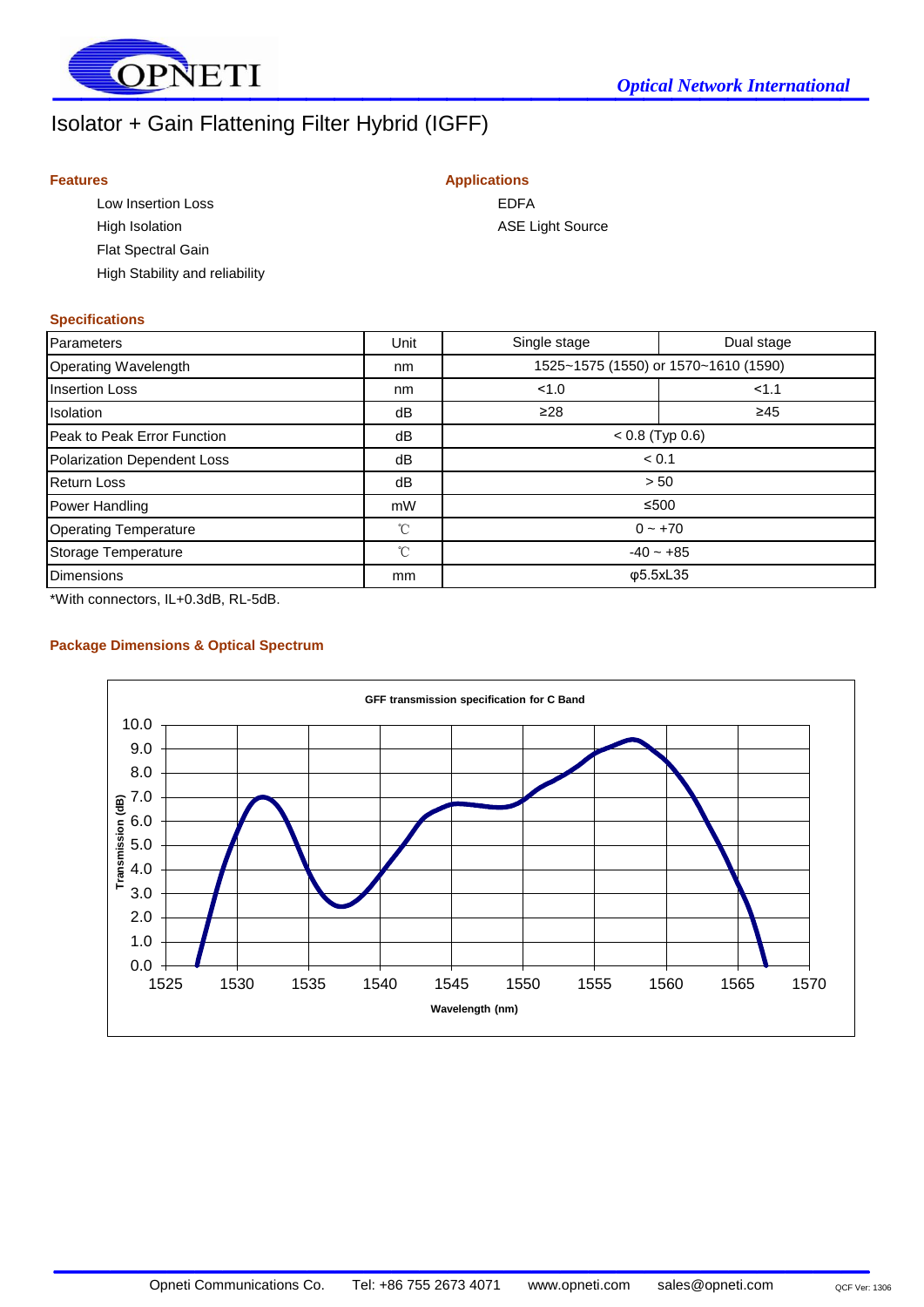OPNETI

*Optical Network International*

# Isolator + Gain Flattening Filter Hybrid (IGFF)

### Features

- Low Insertion Loss
- High Isolation
- Flat Spectral Gain
- High Stability and reliability

### Applications

- EDFA
- ASE Light Source

### Specifications

| Parameters | Unit | Single stage | Dual stage |
|---|---|---|---|
| Operating Wavelength | nm | 1525~1575 (1550) or 1570~1610 (1590) | |
| Insertion Loss | nm | <1.0 | <1.1 |
| Isolation | dB | ≥28 | ≥45 |
| Peak to Peak Error Function | dB | < 0.8 (Typ 0.6) | |
| Polarization Dependent Loss | dB | < 0.1 | |
| Return Loss | dB | > 50 | |
| Power Handling | mW | ≤500 | |
| Operating Temperature | ℃ | 0 ~ +70 | |
| Storage Temperature | ℃ | -40 ~ +85 | |
| Dimensions | mm | φ5.5xL35 | |

*With connectors, IL+0.3dB, RL-5dB.

### Package Dimensions & Optical Spectrum

GFF transmission specification for C Band

(Chart: Transmission (dB), 0.0–10.0, vs. Wavelength (nm), 1525–1570)

Opneti Communications Co. Tel: +86 755 2673 4071 www.opneti.com sales@opneti.com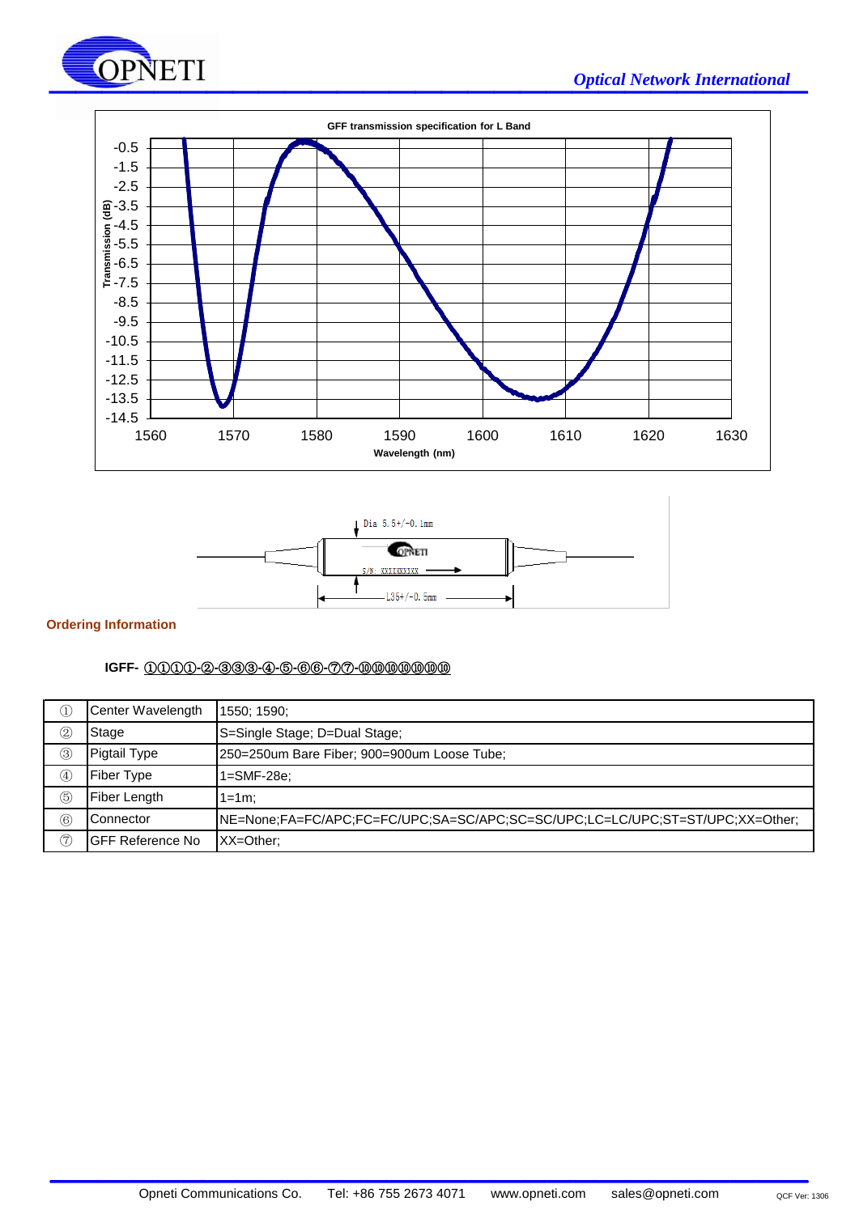GFF transmission specification for L Band

Transmission (dB)

-0.5
-1.5
-2.5
-3.5
-4.5
-5.5
-6.5
-7.5
-8.5
-9.5
-10.5
-11.5
-12.5
-13.5
-14.5

1560 1570 1580 1590 1600 1610 1620 1630

Wavelength (nm)

Dia 5.5+/-0.1mm

OPNETI

S/N: XXXXXXXXX

L35+/-0.5mm

**Ordering Information**

**IGFF-** ①①①①-②-③③③-④-⑤-⑥⑥-⑦⑦-⑩⑩⑩⑩⑩⑩⑩

| | | |
|---|---|---|
| ① | Center Wavelength | 1550; 1590; |
| ② | Stage | S=Single Stage; D=Dual Stage; |
| ③ | Pigtail Type | 250=250um Bare Fiber; 900=900um Loose Tube; |
| ④ | Fiber Type | 1=SMF-28e; |
| ⑤ | Fiber Length | 1=1m; |
| ⑥ | Connector | NE=None;FA=FC/APC;FC=FC/UPC;SA=SC/APC;SC=SC/UPC;LC=LC/UPC;ST=ST/UPC;XX=Other; |
| ⑦ | GFF Reference No | XX=Other; |